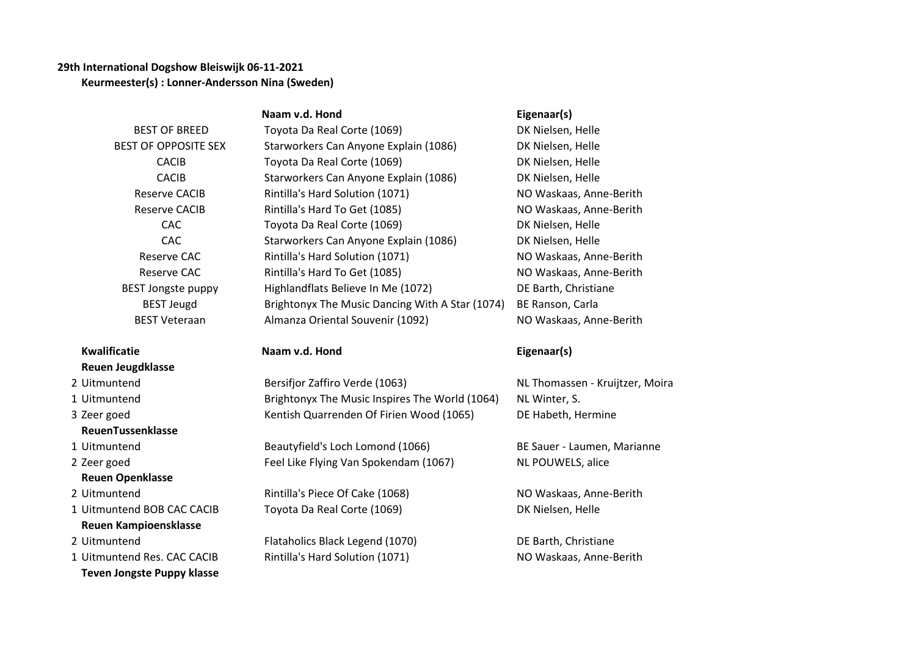**29th International Dogshow Bleiswijk 06-11-2021**

**Keurmeester(s) : Lonner-Andersson Nina (Sweden)**

| | Naam v.d. Hond | Eigenaar(s) |
|---|---|---|
| BEST OF BREED | Toyota Da Real Corte (1069) | DK Nielsen, Helle |
| BEST OF OPPOSITE SEX | Starworkers Can Anyone Explain (1086) | DK Nielsen, Helle |
| CACIB | Toyota Da Real Corte (1069) | DK Nielsen, Helle |
| CACIB | Starworkers Can Anyone Explain (1086) | DK Nielsen, Helle |
| Reserve CACIB | Rintilla's Hard Solution (1071) | NO Waskaas, Anne-Berith |
| Reserve CACIB | Rintilla's Hard To Get (1085) | NO Waskaas, Anne-Berith |
| CAC | Toyota Da Real Corte (1069) | DK Nielsen, Helle |
| CAC | Starworkers Can Anyone Explain (1086) | DK Nielsen, Helle |
| Reserve CAC | Rintilla's Hard Solution (1071) | NO Waskaas, Anne-Berith |
| Reserve CAC | Rintilla's Hard To Get (1085) | NO Waskaas, Anne-Berith |
| BEST Jongste puppy | Highlandflats Believe In Me (1072) | DE Barth, Christiane |
| BEST Jeugd | Brightonyx The Music Dancing With A Star (1074) | BE Ranson, Carla |
| BEST Veteraan | Almanza Oriental Souvenir (1092) | NO Waskaas, Anne-Berith |

| Kwalificatie | Naam v.d. Hond | Eigenaar(s) |
|---|---|---|
| **Reuen Jeugdklasse** | | |
| 2 Uitmuntend | Bersifjor Zaffiro Verde (1063) | NL Thomassen - Kruijtzer, Moira |
| 1 Uitmuntend | Brightonyx The Music Inspires The World (1064) | NL Winter, S. |
| 3 Zeer goed | Kentish Quarrenden Of Firien Wood (1065) | DE Habeth, Hermine |
| **ReuenTussenklasse** | | |
| 1 Uitmuntend | Beautyfield's Loch Lomond (1066) | BE Sauer - Laumen, Marianne |
| 2 Zeer goed | Feel Like Flying Van Spokendam (1067) | NL POUWELS, alice |
| **Reuen Openklasse** | | |
| 2 Uitmuntend | Rintilla's Piece Of Cake (1068) | NO Waskaas, Anne-Berith |
| 1 Uitmuntend BOB CAC CACIB | Toyota Da Real Corte (1069) | DK Nielsen, Helle |
| **Reuen Kampioensklasse** | | |
| 2 Uitmuntend | Flataholics Black Legend (1070) | DE Barth, Christiane |
| 1 Uitmuntend Res. CAC CACIB | Rintilla's Hard Solution (1071) | NO Waskaas, Anne-Berith |
| **Teven Jongste Puppy klasse** | | |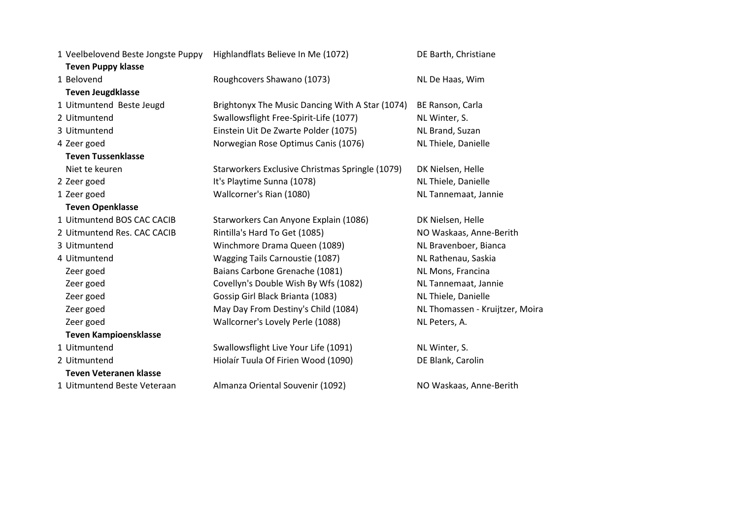| | | |
|---|---|---|
| 1 Veelbelovend Beste Jongste Puppy | Highlandflats Believe In Me (1072) | DE Barth, Christiane |
| **Teven Puppy klasse** | | |
| 1 Belovend | Roughcovers Shawano (1073) | NL De Haas, Wim |
| **Teven Jeugdklasse** | | |
| 1 Uitmuntend Beste Jeugd | Brightonyx The Music Dancing With A Star (1074) | BE Ranson, Carla |
| 2 Uitmuntend | Swallowsflight Free-Spirit-Life (1077) | NL Winter, S. |
| 3 Uitmuntend | Einstein Uit De Zwarte Polder (1075) | NL Brand, Suzan |
| 4 Zeer goed | Norwegian Rose Optimus Canis (1076) | NL Thiele, Danielle |
| **Teven Tussenklasse** | | |
| Niet te keuren | Starworkers Exclusive Christmas Springle (1079) | DK Nielsen, Helle |
| 2 Zeer goed | It's Playtime Sunna (1078) | NL Thiele, Danielle |
| 1 Zeer goed | Wallcorner's Rian (1080) | NL Tannemaat, Jannie |
| **Teven Openklasse** | | |
| 1 Uitmuntend BOS CAC CACIB | Starworkers Can Anyone Explain (1086) | DK Nielsen, Helle |
| 2 Uitmuntend Res. CAC CACIB | Rintilla's Hard To Get (1085) | NO Waskaas, Anne-Berith |
| 3 Uitmuntend | Winchmore Drama Queen (1089) | NL Bravenboer, Bianca |
| 4 Uitmuntend | Wagging Tails Carnoustie (1087) | NL Rathenau, Saskia |
| Zeer goed | Baians Carbone Grenache (1081) | NL Mons, Francina |
| Zeer goed | Covellyn's Double Wish By Wfs (1082) | NL Tannemaat, Jannie |
| Zeer goed | Gossip Girl Black Brianta (1083) | NL Thiele, Danielle |
| Zeer goed | May Day From Destiny's Child (1084) | NL Thomassen - Kruijtzer, Moira |
| Zeer goed | Wallcorner's Lovely Perle (1088) | NL Peters, A. |
| **Teven Kampioensklasse** | | |
| 1 Uitmuntend | Swallowsflight Live Your Life (1091) | NL Winter, S. |
| 2 Uitmuntend | Hiolaír Tuula Of Firien Wood (1090) | DE Blank, Carolin |
| **Teven Veteranen klasse** | | |
| 1 Uitmuntend Beste Veteraan | Almanza Oriental Souvenir (1092) | NO Waskaas, Anne-Berith |